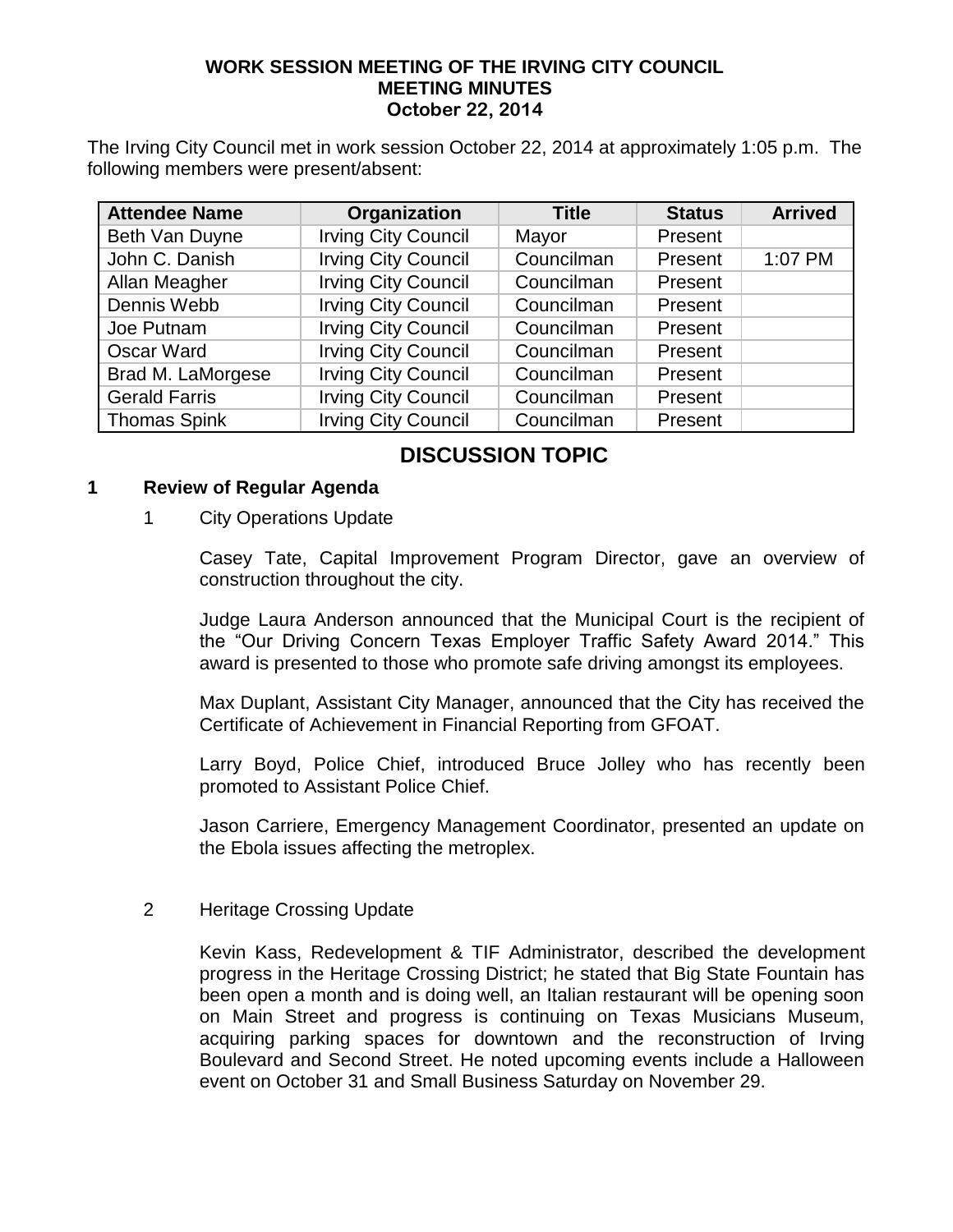**WORK SESSION MEETING OF THE IRVING CITY COUNCIL**
**MEETING MINUTES**
**October 22, 2014**

The Irving City Council met in work session October 22, 2014 at approximately 1:05 p.m. The following members were present/absent:

| Attendee Name | Organization | Title | Status | Arrived |
|---|---|---|---|---|
| Beth Van Duyne | Irving City Council | Mayor | Present | |
| John C. Danish | Irving City Council | Councilman | Present | 1:07 PM |
| Allan Meagher | Irving City Council | Councilman | Present | |
| Dennis Webb | Irving City Council | Councilman | Present | |
| Joe Putnam | Irving City Council | Councilman | Present | |
| Oscar Ward | Irving City Council | Councilman | Present | |
| Brad M. LaMorgese | Irving City Council | Councilman | Present | |
| Gerald Farris | Irving City Council | Councilman | Present | |
| Thomas Spink | Irving City Council | Councilman | Present | |

## DISCUSSION TOPIC

### 1 Review of Regular Agenda

1 City Operations Update

Casey Tate, Capital Improvement Program Director, gave an overview of construction throughout the city.

Judge Laura Anderson announced that the Municipal Court is the recipient of the "Our Driving Concern Texas Employer Traffic Safety Award 2014." This award is presented to those who promote safe driving amongst its employees.

Max Duplant, Assistant City Manager, announced that the City has received the Certificate of Achievement in Financial Reporting from GFOAT.

Larry Boyd, Police Chief, introduced Bruce Jolley who has recently been promoted to Assistant Police Chief.

Jason Carriere, Emergency Management Coordinator, presented an update on the Ebola issues affecting the metroplex.

2 Heritage Crossing Update

Kevin Kass, Redevelopment & TIF Administrator, described the development progress in the Heritage Crossing District; he stated that Big State Fountain has been open a month and is doing well, an Italian restaurant will be opening soon on Main Street and progress is continuing on Texas Musicians Museum, acquiring parking spaces for downtown and the reconstruction of Irving Boulevard and Second Street. He noted upcoming events include a Halloween event on October 31 and Small Business Saturday on November 29.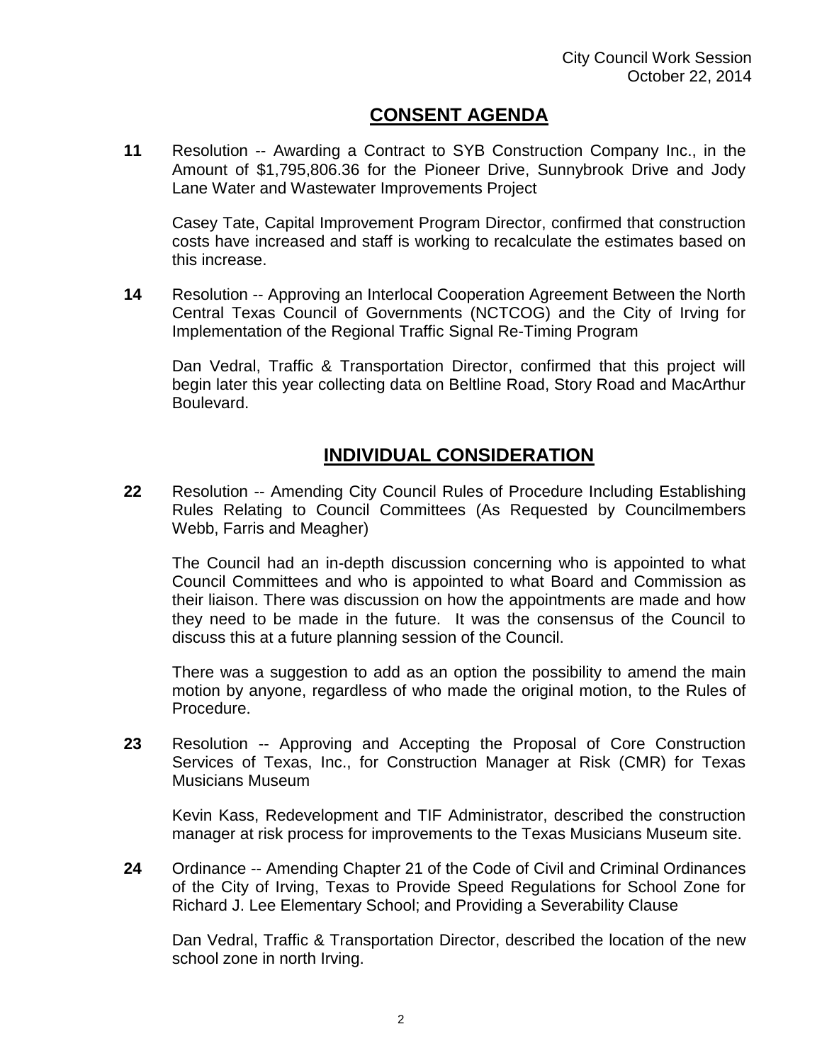## CONSENT AGENDA

**11** Resolution -- Awarding a Contract to SYB Construction Company Inc., in the Amount of $1,795,806.36 for the Pioneer Drive, Sunnybrook Drive and Jody Lane Water and Wastewater Improvements Project

Casey Tate, Capital Improvement Program Director, confirmed that construction costs have increased and staff is working to recalculate the estimates based on this increase.

**14** Resolution -- Approving an Interlocal Cooperation Agreement Between the North Central Texas Council of Governments (NCTCOG) and the City of Irving for Implementation of the Regional Traffic Signal Re-Timing Program

Dan Vedral, Traffic & Transportation Director, confirmed that this project will begin later this year collecting data on Beltline Road, Story Road and MacArthur Boulevard.

## INDIVIDUAL CONSIDERATION

**22** Resolution -- Amending City Council Rules of Procedure Including Establishing Rules Relating to Council Committees (As Requested by Councilmembers Webb, Farris and Meagher)

The Council had an in-depth discussion concerning who is appointed to what Council Committees and who is appointed to what Board and Commission as their liaison. There was discussion on how the appointments are made and how they need to be made in the future. It was the consensus of the Council to discuss this at a future planning session of the Council.

There was a suggestion to add as an option the possibility to amend the main motion by anyone, regardless of who made the original motion, to the Rules of Procedure.

**23** Resolution -- Approving and Accepting the Proposal of Core Construction Services of Texas, Inc., for Construction Manager at Risk (CMR) for Texas Musicians Museum

Kevin Kass, Redevelopment and TIF Administrator, described the construction manager at risk process for improvements to the Texas Musicians Museum site.

**24** Ordinance -- Amending Chapter 21 of the Code of Civil and Criminal Ordinances of the City of Irving, Texas to Provide Speed Regulations for School Zone for Richard J. Lee Elementary School; and Providing a Severability Clause

Dan Vedral, Traffic & Transportation Director, described the location of the new school zone in north Irving.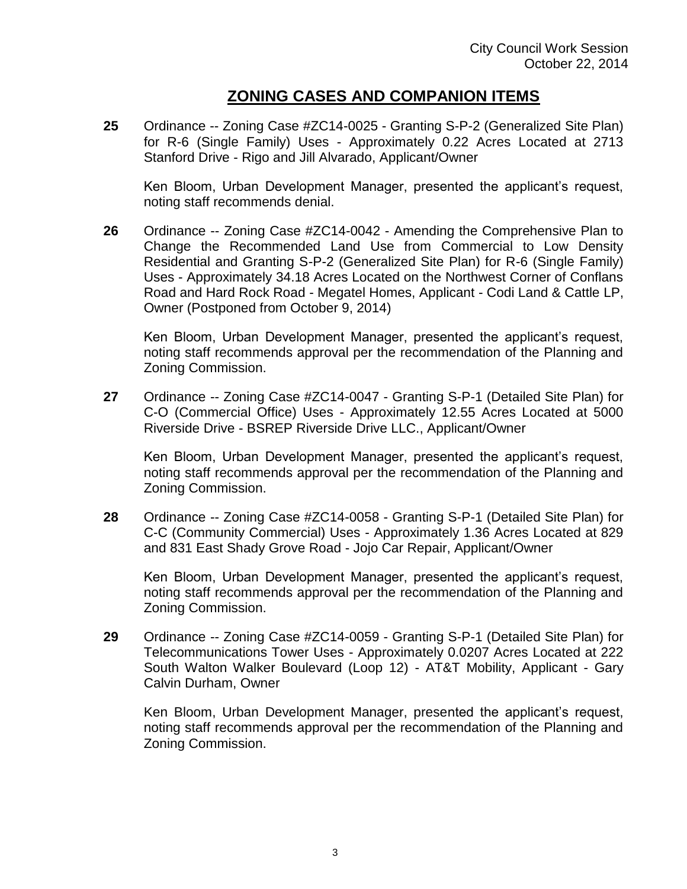## ZONING CASES AND COMPANION ITEMS

**25** Ordinance -- Zoning Case #ZC14-0025 - Granting S-P-2 (Generalized Site Plan) for R-6 (Single Family) Uses - Approximately 0.22 Acres Located at 2713 Stanford Drive - Rigo and Jill Alvarado, Applicant/Owner

Ken Bloom, Urban Development Manager, presented the applicant's request, noting staff recommends denial.

**26** Ordinance -- Zoning Case #ZC14-0042 - Amending the Comprehensive Plan to Change the Recommended Land Use from Commercial to Low Density Residential and Granting S-P-2 (Generalized Site Plan) for R-6 (Single Family) Uses - Approximately 34.18 Acres Located on the Northwest Corner of Conflans Road and Hard Rock Road - Megatel Homes, Applicant - Codi Land & Cattle LP, Owner (Postponed from October 9, 2014)

Ken Bloom, Urban Development Manager, presented the applicant's request, noting staff recommends approval per the recommendation of the Planning and Zoning Commission.

**27** Ordinance -- Zoning Case #ZC14-0047 - Granting S-P-1 (Detailed Site Plan) for C-O (Commercial Office) Uses - Approximately 12.55 Acres Located at 5000 Riverside Drive - BSREP Riverside Drive LLC., Applicant/Owner

Ken Bloom, Urban Development Manager, presented the applicant's request, noting staff recommends approval per the recommendation of the Planning and Zoning Commission.

**28** Ordinance -- Zoning Case #ZC14-0058 - Granting S-P-1 (Detailed Site Plan) for C-C (Community Commercial) Uses - Approximately 1.36 Acres Located at 829 and 831 East Shady Grove Road - Jojo Car Repair, Applicant/Owner

Ken Bloom, Urban Development Manager, presented the applicant's request, noting staff recommends approval per the recommendation of the Planning and Zoning Commission.

**29** Ordinance -- Zoning Case #ZC14-0059 - Granting S-P-1 (Detailed Site Plan) for Telecommunications Tower Uses - Approximately 0.0207 Acres Located at 222 South Walton Walker Boulevard (Loop 12) - AT&T Mobility, Applicant - Gary Calvin Durham, Owner

Ken Bloom, Urban Development Manager, presented the applicant's request, noting staff recommends approval per the recommendation of the Planning and Zoning Commission.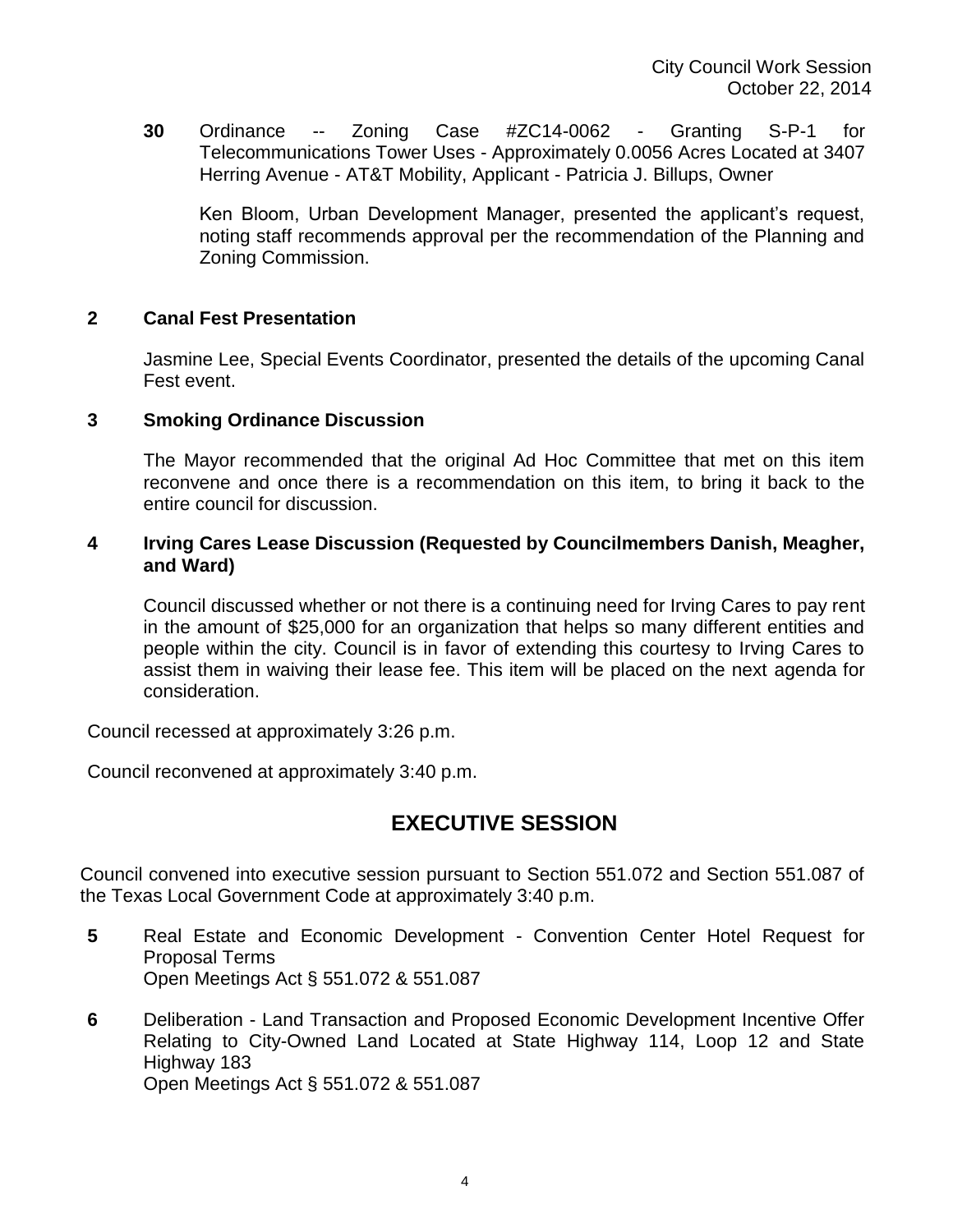**30** Ordinance -- Zoning Case #ZC14-0062 - Granting S-P-1 for Telecommunications Tower Uses - Approximately 0.0056 Acres Located at 3407 Herring Avenue - AT&T Mobility, Applicant - Patricia J. Billups, Owner

Ken Bloom, Urban Development Manager, presented the applicant's request, noting staff recommends approval per the recommendation of the Planning and Zoning Commission.

**2 Canal Fest Presentation**

Jasmine Lee, Special Events Coordinator, presented the details of the upcoming Canal Fest event.

**3 Smoking Ordinance Discussion**

The Mayor recommended that the original Ad Hoc Committee that met on this item reconvene and once there is a recommendation on this item, to bring it back to the entire council for discussion.

**4 Irving Cares Lease Discussion (Requested by Councilmembers Danish, Meagher, and Ward)**

Council discussed whether or not there is a continuing need for Irving Cares to pay rent in the amount of $25,000 for an organization that helps so many different entities and people within the city. Council is in favor of extending this courtesy to Irving Cares to assist them in waiving their lease fee. This item will be placed on the next agenda for consideration.

Council recessed at approximately 3:26 p.m.

Council reconvened at approximately 3:40 p.m.

## EXECUTIVE SESSION

Council convened into executive session pursuant to Section 551.072 and Section 551.087 of the Texas Local Government Code at approximately 3:40 p.m.

**5** Real Estate and Economic Development - Convention Center Hotel Request for Proposal Terms
Open Meetings Act § 551.072 & 551.087

**6** Deliberation - Land Transaction and Proposed Economic Development Incentive Offer Relating to City-Owned Land Located at State Highway 114, Loop 12 and State Highway 183
Open Meetings Act § 551.072 & 551.087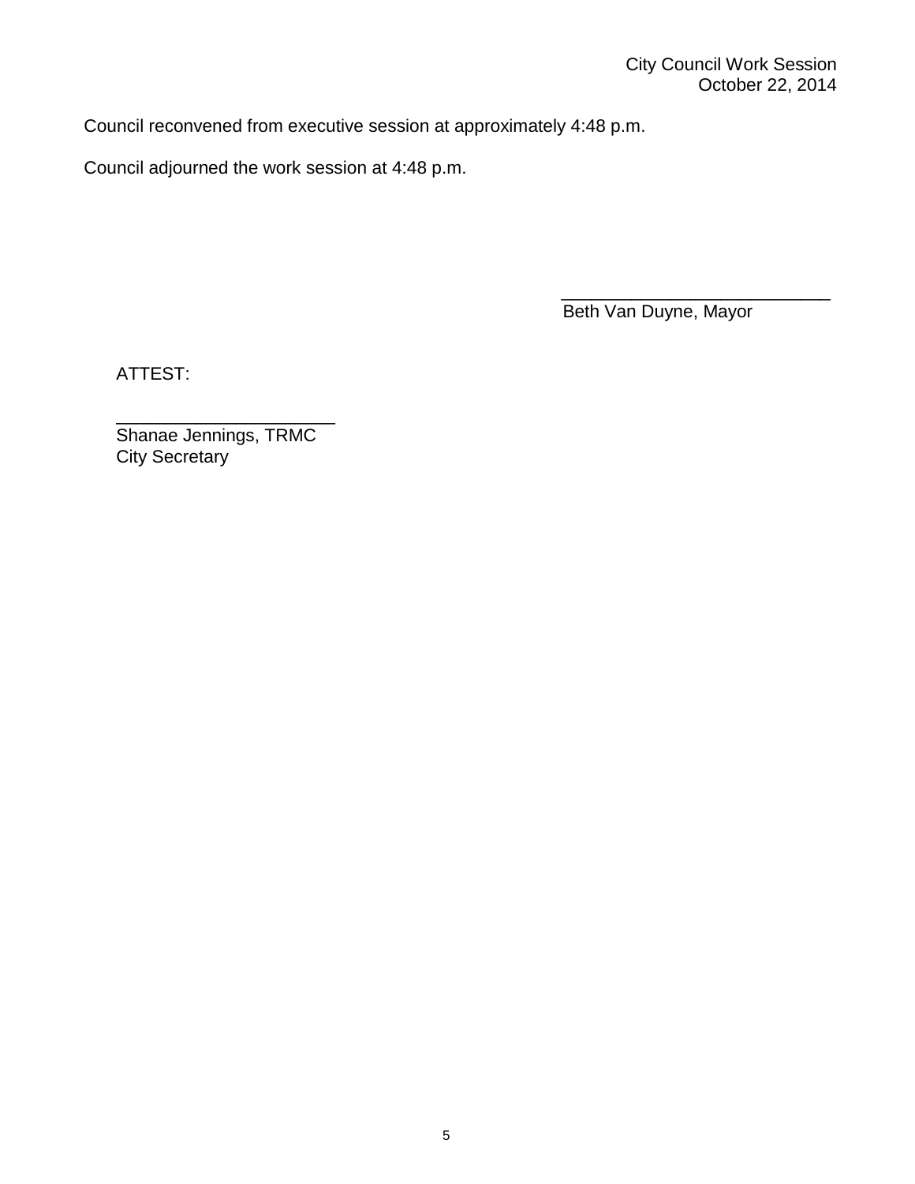Council reconvened from executive session at approximately 4:48 p.m.

Council adjourned the work session at 4:48 p.m.

\_\_\_\_\_\_\_\_\_\_\_\_\_\_\_\_\_\_\_\_\_\_\_\_\_\_\_\_
Beth Van Duyne, Mayor

ATTEST:

\_\_\_\_\_\_\_\_\_\_\_\_\_\_\_\_\_\_\_\_\_\_
Shanae Jennings, TRMC
City Secretary